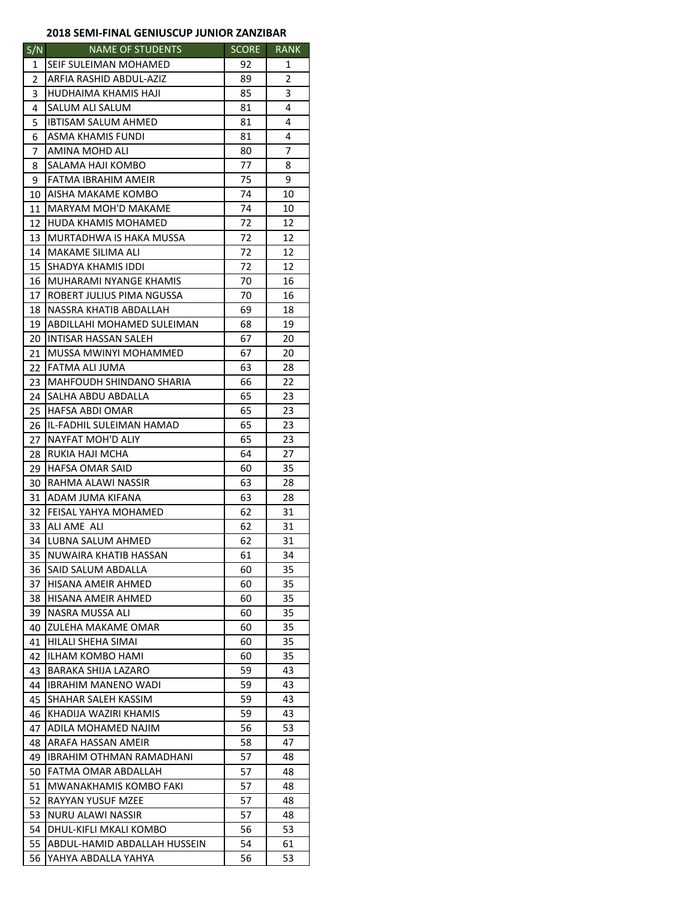**2018 SEMI-FINAL GENIUSCUP JUNIOR ZANZIBAR**

| S/N | NAME OF STUDENTS | SCORE | RANK |
|---|---|---|---|
| 1 | SEIF SULEIMAN MOHAMED | 92 | 1 |
| 2 | ARFIA RASHID ABDUL-AZIZ | 89 | 2 |
| 3 | HUDHAIMA KHAMIS HAJI | 85 | 3 |
| 4 | SALUM ALI SALUM | 81 | 4 |
| 5 | IBTISAM SALUM AHMED | 81 | 4 |
| 6 | ASMA KHAMIS FUNDI | 81 | 4 |
| 7 | AMINA MOHD ALI | 80 | 7 |
| 8 | SALAMA HAJI KOMBO | 77 | 8 |
| 9 | FATMA IBRAHIM AMEIR | 75 | 9 |
| 10 | AISHA MAKAME KOMBO | 74 | 10 |
| 11 | MARYAM MOH'D MAKAME | 74 | 10 |
| 12 | HUDA KHAMIS MOHAMED | 72 | 12 |
| 13 | MURTADHWA IS HAKA MUSSA | 72 | 12 |
| 14 | MAKAME SILIMA ALI | 72 | 12 |
| 15 | SHADYA KHAMIS IDDI | 72 | 12 |
| 16 | MUHARAMI NYANGE KHAMIS | 70 | 16 |
| 17 | ROBERT JULIUS PIMA NGUSSA | 70 | 16 |
| 18 | NASSRA KHATIB ABDALLAH | 69 | 18 |
| 19 | ABDILLAHI MOHAMED SULEIMAN | 68 | 19 |
| 20 | INTISAR HASSAN SALEH | 67 | 20 |
| 21 | MUSSA MWINYI MOHAMMED | 67 | 20 |
| 22 | FATMA ALI JUMA | 63 | 28 |
| 23 | MAHFOUDH SHINDANO SHARIA | 66 | 22 |
| 24 | SALHA ABDU ABDALLA | 65 | 23 |
| 25 | HAFSA ABDI OMAR | 65 | 23 |
| 26 | IL-FADHIL SULEIMAN HAMAD | 65 | 23 |
| 27 | NAYFAT MOH'D ALIY | 65 | 23 |
| 28 | RUKIA HAJI MCHA | 64 | 27 |
| 29 | HAFSA OMAR SAID | 60 | 35 |
| 30 | RAHMA ALAWI NASSIR | 63 | 28 |
| 31 | ADAM JUMA KIFANA | 63 | 28 |
| 32 | FEISAL YAHYA MOHAMED | 62 | 31 |
| 33 | ALI AME ALI | 62 | 31 |
| 34 | LUBNA SALUM AHMED | 62 | 31 |
| 35 | NUWAIRA KHATIB HASSAN | 61 | 34 |
| 36 | SAID SALUM ABDALLA | 60 | 35 |
| 37 | HISANA AMEIR AHMED | 60 | 35 |
| 38 | HISANA AMEIR AHMED | 60 | 35 |
| 39 | NASRA MUSSA ALI | 60 | 35 |
| 40 | ZULEHA MAKAME OMAR | 60 | 35 |
| 41 | HILALI SHEHA SIMAI | 60 | 35 |
| 42 | ILHAM KOMBO HAMI | 60 | 35 |
| 43 | BARAKA SHIJA LAZARO | 59 | 43 |
| 44 | IBRAHIM MANENO WADI | 59 | 43 |
| 45 | SHAHAR SALEH KASSIM | 59 | 43 |
| 46 | KHADIJA WAZIRI KHAMIS | 59 | 43 |
| 47 | ADILA MOHAMED NAJIM | 56 | 53 |
| 48 | ARAFA HASSAN AMEIR | 58 | 47 |
| 49 | IBRAHIM OTHMAN RAMADHANI | 57 | 48 |
| 50 | FATMA OMAR ABDALLAH | 57 | 48 |
| 51 | MWANAKHAMIS KOMBO FAKI | 57 | 48 |
| 52 | RAYYAN YUSUF MZEE | 57 | 48 |
| 53 | NURU ALAWI NASSIR | 57 | 48 |
| 54 | DHUL-KIFLI MKALI KOMBO | 56 | 53 |
| 55 | ABDUL-HAMID ABDALLAH HUSSEIN | 54 | 61 |
| 56 | YAHYA ABDALLA YAHYA | 56 | 53 |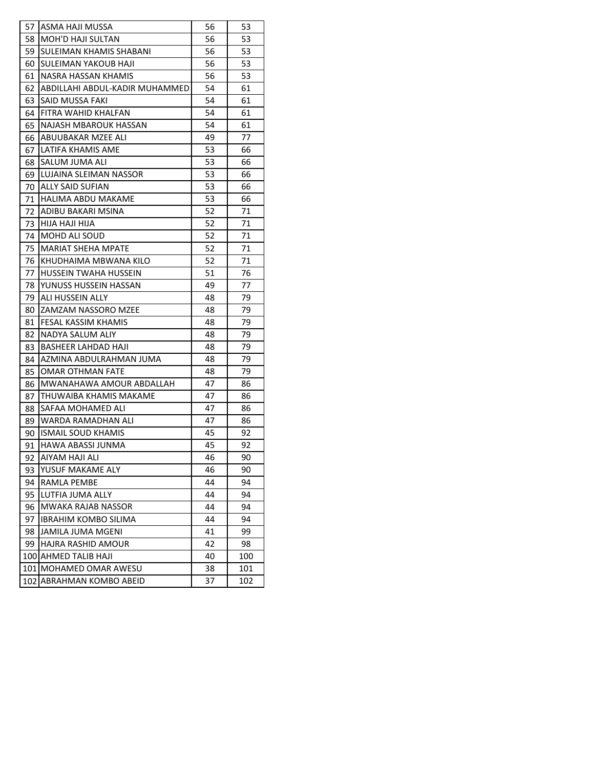| | | | |
|---|---|---|---|
| 57 | ASMA HAJI MUSSA | 56 | 53 |
| 58 | MOH'D HAJI SULTAN | 56 | 53 |
| 59 | SULEIMAN KHAMIS SHABANI | 56 | 53 |
| 60 | SULEIMAN YAKOUB HAJI | 56 | 53 |
| 61 | NASRA HASSAN KHAMIS | 56 | 53 |
| 62 | ABDILLAHI ABDUL-KADIR MUHAMMED | 54 | 61 |
| 63 | SAID MUSSA FAKI | 54 | 61 |
| 64 | FITRA WAHID KHALFAN | 54 | 61 |
| 65 | NAJASH MBAROUK HASSAN | 54 | 61 |
| 66 | ABUUBAKAR MZEE ALI | 49 | 77 |
| 67 | LATIFA KHAMIS AME | 53 | 66 |
| 68 | SALUM JUMA ALI | 53 | 66 |
| 69 | LUJAINA SLEIMAN NASSOR | 53 | 66 |
| 70 | ALLY SAID SUFIAN | 53 | 66 |
| 71 | HALIMA ABDU MAKAME | 53 | 66 |
| 72 | ADIBU BAKARI MSINA | 52 | 71 |
| 73 | HIJA HAJI HIJA | 52 | 71 |
| 74 | MOHD ALI SOUD | 52 | 71 |
| 75 | MARIAT SHEHA MPATE | 52 | 71 |
| 76 | KHUDHAIMA MBWANA KILO | 52 | 71 |
| 77 | HUSSEIN TWAHA HUSSEIN | 51 | 76 |
| 78 | YUNUSS HUSSEIN HASSAN | 49 | 77 |
| 79 | ALI HUSSEIN ALLY | 48 | 79 |
| 80 | ZAMZAM NASSORO MZEE | 48 | 79 |
| 81 | FESAL KASSIM KHAMIS | 48 | 79 |
| 82 | NADYA SALUM ALIY | 48 | 79 |
| 83 | BASHEER LAHDAD HAJI | 48 | 79 |
| 84 | AZMINA ABDULRAHMAN JUMA | 48 | 79 |
| 85 | OMAR OTHMAN FATE | 48 | 79 |
| 86 | MWANAHAWA AMOUR ABDALLAH | 47 | 86 |
| 87 | THUWAIBA KHAMIS MAKAME | 47 | 86 |
| 88 | SAFAA MOHAMED ALI | 47 | 86 |
| 89 | WARDA RAMADHAN ALI | 47 | 86 |
| 90 | ISMAIL SOUD KHAMIS | 45 | 92 |
| 91 | HAWA ABASSI JUNMA | 45 | 92 |
| 92 | AIYAM HAJI ALI | 46 | 90 |
| 93 | YUSUF MAKAME ALY | 46 | 90 |
| 94 | RAMLA PEMBE | 44 | 94 |
| 95 | LUTFIA JUMA ALLY | 44 | 94 |
| 96 | MWAKA RAJAB NASSOR | 44 | 94 |
| 97 | IBRAHIM KOMBO SILIMA | 44 | 94 |
| 98 | JAMILA JUMA MGENI | 41 | 99 |
| 99 | HAJRA RASHID AMOUR | 42 | 98 |
| 100 | AHMED TALIB HAJI | 40 | 100 |
| 101 | MOHAMED OMAR AWESU | 38 | 101 |
| 102 | ABRAHMAN KOMBO ABEID | 37 | 102 |